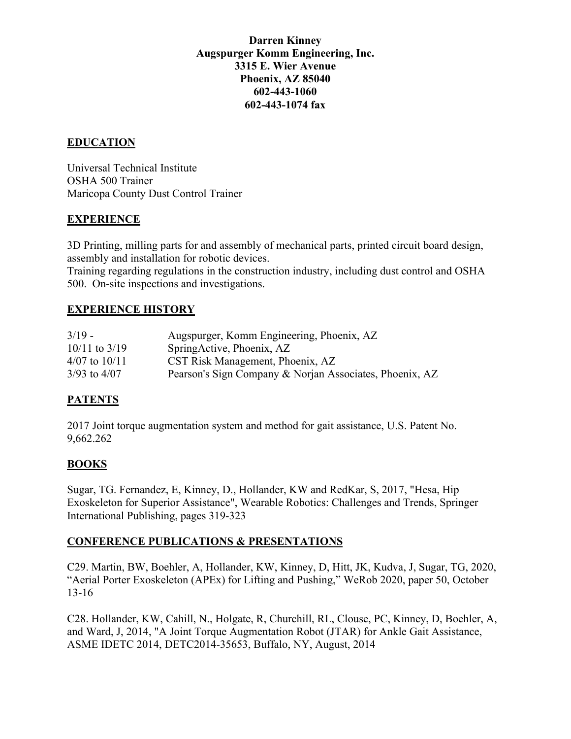**Darren Kinney**
**Augspurger Komm Engineering, Inc.**
**3315 E. Wier Avenue**
**Phoenix, AZ 85040**
**602-443-1060**
**602-443-1074 fax**

## EDUCATION

Universal Technical Institute
OSHA 500 Trainer
Maricopa County Dust Control Trainer

## EXPERIENCE

3D Printing, milling parts for and assembly of mechanical parts, printed circuit board design, assembly and installation for robotic devices.
Training regarding regulations in the construction industry, including dust control and OSHA 500. On-site inspections and investigations.

## EXPERIENCE HISTORY

| | |
|---|---|
| 3/19 - | Augspurger, Komm Engineering, Phoenix, AZ |
| 10/11 to 3/19 | SpringActive, Phoenix, AZ |
| 4/07 to 10/11 | CST Risk Management, Phoenix, AZ |
| 3/93 to 4/07 | Pearson's Sign Company & Norjan Associates, Phoenix, AZ |

## PATENTS

2017 Joint torque augmentation system and method for gait assistance, U.S. Patent No. 9,662.262

## BOOKS

Sugar, TG. Fernandez, E, Kinney, D., Hollander, KW and RedKar, S, 2017, "Hesa, Hip Exoskeleton for Superior Assistance", Wearable Robotics: Challenges and Trends, Springer International Publishing, pages 319-323

## CONFERENCE PUBLICATIONS & PRESENTATIONS

C29. Martin, BW, Boehler, A, Hollander, KW, Kinney, D, Hitt, JK, Kudva, J, Sugar, TG, 2020, "Aerial Porter Exoskeleton (APEx) for Lifting and Pushing," WeRob 2020, paper 50, October 13-16

C28. Hollander, KW, Cahill, N., Holgate, R, Churchill, RL, Clouse, PC, Kinney, D, Boehler, A, and Ward, J, 2014, "A Joint Torque Augmentation Robot (JTAR) for Ankle Gait Assistance, ASME IDETC 2014, DETC2014-35653, Buffalo, NY, August, 2014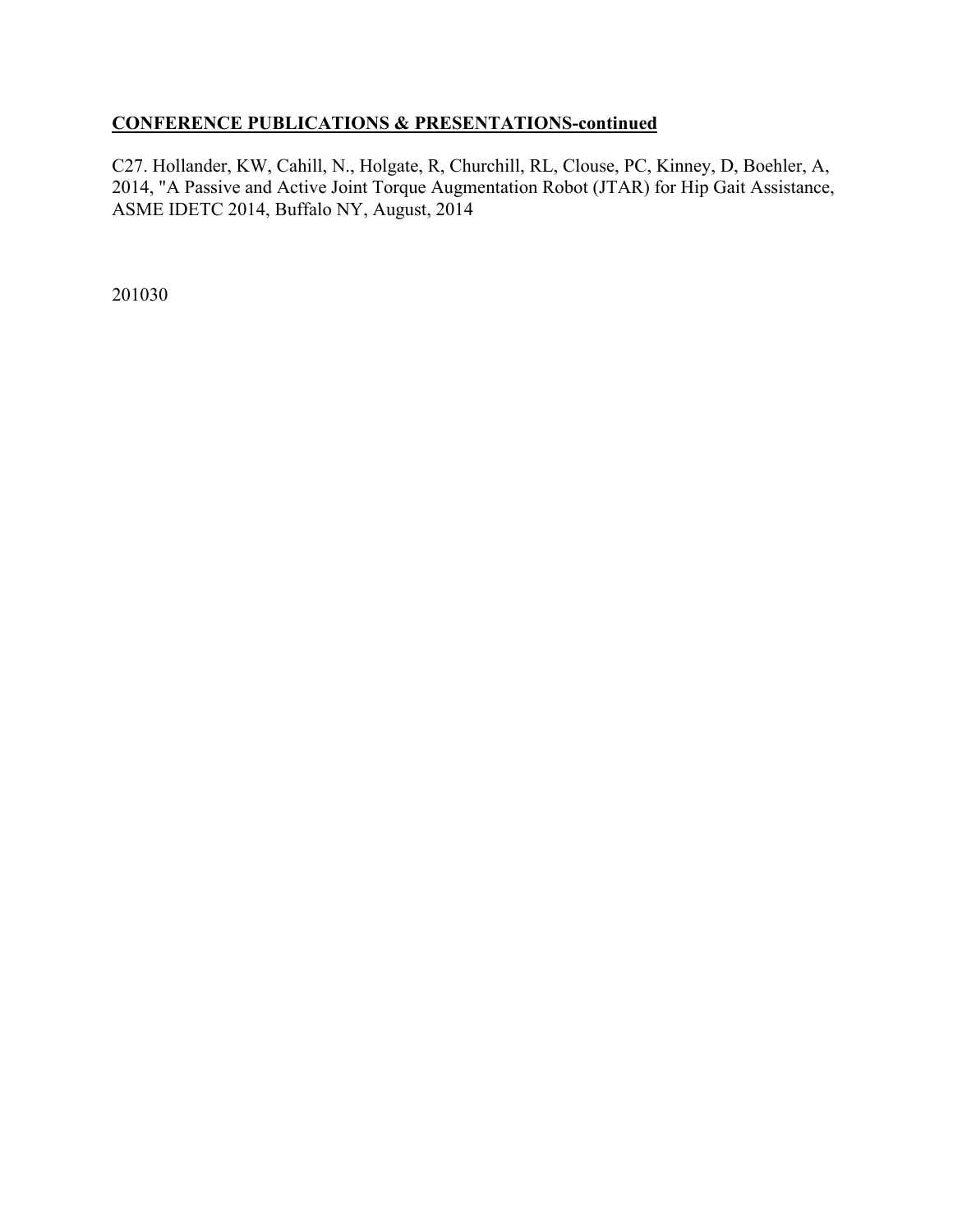**CONFERENCE PUBLICATIONS & PRESENTATIONS-continued**

C27. Hollander, KW, Cahill, N., Holgate, R, Churchill, RL, Clouse, PC, Kinney, D, Boehler, A, 2014, "A Passive and Active Joint Torque Augmentation Robot (JTAR) for Hip Gait Assistance, ASME IDETC 2014, Buffalo NY, August, 2014

201030